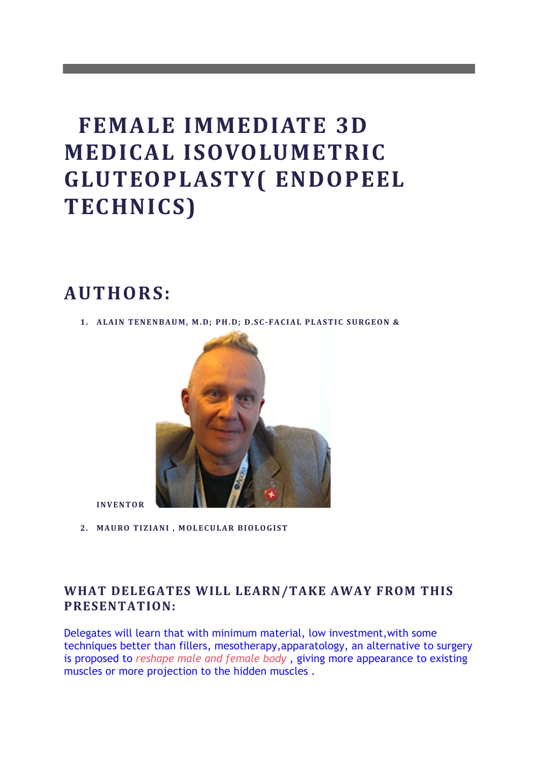# FEMALE IMMEDIATE 3D MEDICAL ISOVOLUMETRIC GLUTEOPLASTY( ENDOPEEL TECHNICS)

## AUTHORS:

1. **ALAIN TENENBAUM, M.D; PH.D; D.SC-FACIAL PLASTIC SURGEON & INVENTOR**
2. **MAURO TIZIANI , MOLECULAR BIOLOGIST**

### WHAT DELEGATES WILL LEARN/TAKE AWAY FROM THIS PRESENTATION:

Delegates will learn that with minimum material, low investment,with some techniques better than fillers, mesotherapy,apparatology, an alternative to surgery is proposed to *reshape male and female body* , giving more appearance to existing muscles or more projection to the hidden muscles .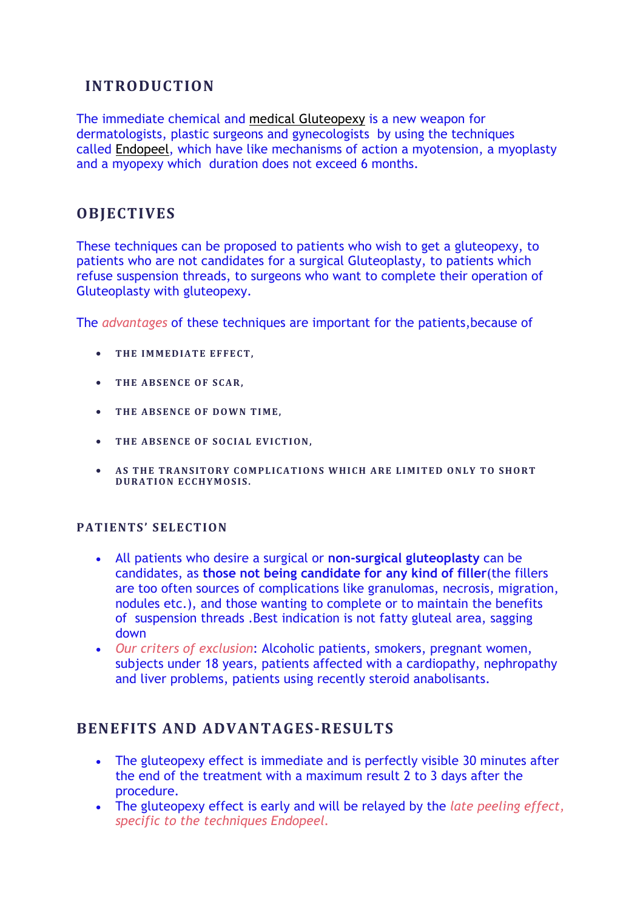## INTRODUCTION

The immediate chemical and medical Gluteopexy is a new weapon for dermatologists, plastic surgeons and gynecologists by using the techniques called Endopeel, which have like mechanisms of action a myotension, a myoplasty and a myopexy which duration does not exceed 6 months.

## OBJECTIVES

These techniques can be proposed to patients who wish to get a gluteopexy, to patients who are not candidates for a surgical Gluteoplasty, to patients which refuse suspension threads, to surgeons who want to complete their operation of Gluteoplasty with gluteopexy.

The *advantages* of these techniques are important for the patients,because of

- **THE IMMEDIATE EFFECT,**
- **THE ABSENCE OF SCAR,**
- **THE ABSENCE OF DOWN TIME,**
- **THE ABSENCE OF SOCIAL EVICTION,**
- **AS THE TRANSITORY COMPLICATIONS WHICH ARE LIMITED ONLY TO SHORT DURATION ECCHYMOSIS.**

### PATIENTS' SELECTION

- All patients who desire a surgical or **non-surgical gluteoplasty** can be candidates, as **those not being candidate for any kind of filler**(the fillers are too often sources of complications like granulomas, necrosis, migration, nodules etc.), and those wanting to complete or to maintain the benefits of suspension threads .Best indication is not fatty gluteal area, sagging down
- *Our criters of exclusion*: Alcoholic patients, smokers, pregnant women, subjects under 18 years, patients affected with a cardiopathy, nephropathy and liver problems, patients using recently steroid anabolisants.

## BENEFITS AND ADVANTAGES-RESULTS

- The gluteopexy effect is immediate and is perfectly visible 30 minutes after the end of the treatment with a maximum result 2 to 3 days after the procedure.
- The gluteopexy effect is early and will be relayed by the *late peeling effect, specific to the techniques Endopeel.*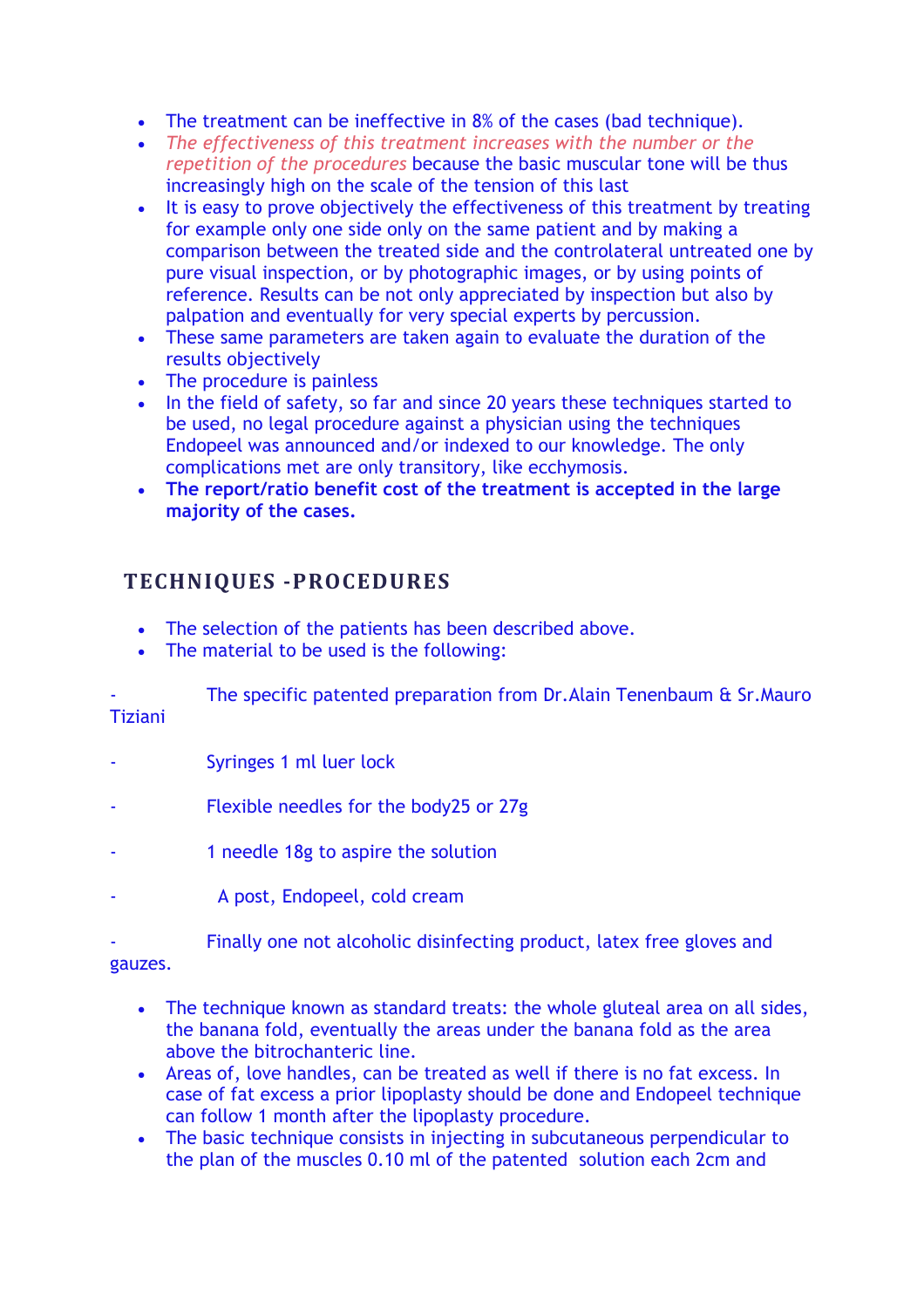- The treatment can be ineffective in 8% of the cases (bad technique).
- *The effectiveness of this treatment increases with the number or the repetition of the procedures* because the basic muscular tone will be thus increasingly high on the scale of the tension of this last
- It is easy to prove objectively the effectiveness of this treatment by treating for example only one side only on the same patient and by making a comparison between the treated side and the controlateral untreated one by pure visual inspection, or by photographic images, or by using points of reference. Results can be not only appreciated by inspection but also by palpation and eventually for very special experts by percussion.
- These same parameters are taken again to evaluate the duration of the results objectively
- The procedure is painless
- In the field of safety, so far and since 20 years these techniques started to be used, no legal procedure against a physician using the techniques Endopeel was announced and/or indexed to our knowledge. The only complications met are only transitory, like ecchymosis.
- **The report/ratio benefit cost of the treatment is accepted in the large majority of the cases.**

## TECHNIQUES -PROCEDURES

- The selection of the patients has been described above.
- The material to be used is the following:

- The specific patented preparation from Dr.Alain Tenenbaum & Sr.Mauro Tiziani

- Syringes 1 ml luer lock

- Flexible needles for the body25 or 27g

- 1 needle 18g to aspire the solution

- A post, Endopeel, cold cream

- Finally one not alcoholic disinfecting product, latex free gloves and gauzes.

- The technique known as standard treats: the whole gluteal area on all sides, the banana fold, eventually the areas under the banana fold as the area above the bitrochanteric line.
- Areas of, love handles, can be treated as well if there is no fat excess. In case of fat excess a prior lipoplasty should be done and Endopeel technique can follow 1 month after the lipoplasty procedure.
- The basic technique consists in injecting in subcutaneous perpendicular to the plan of the muscles 0.10 ml of the patented solution each 2cm and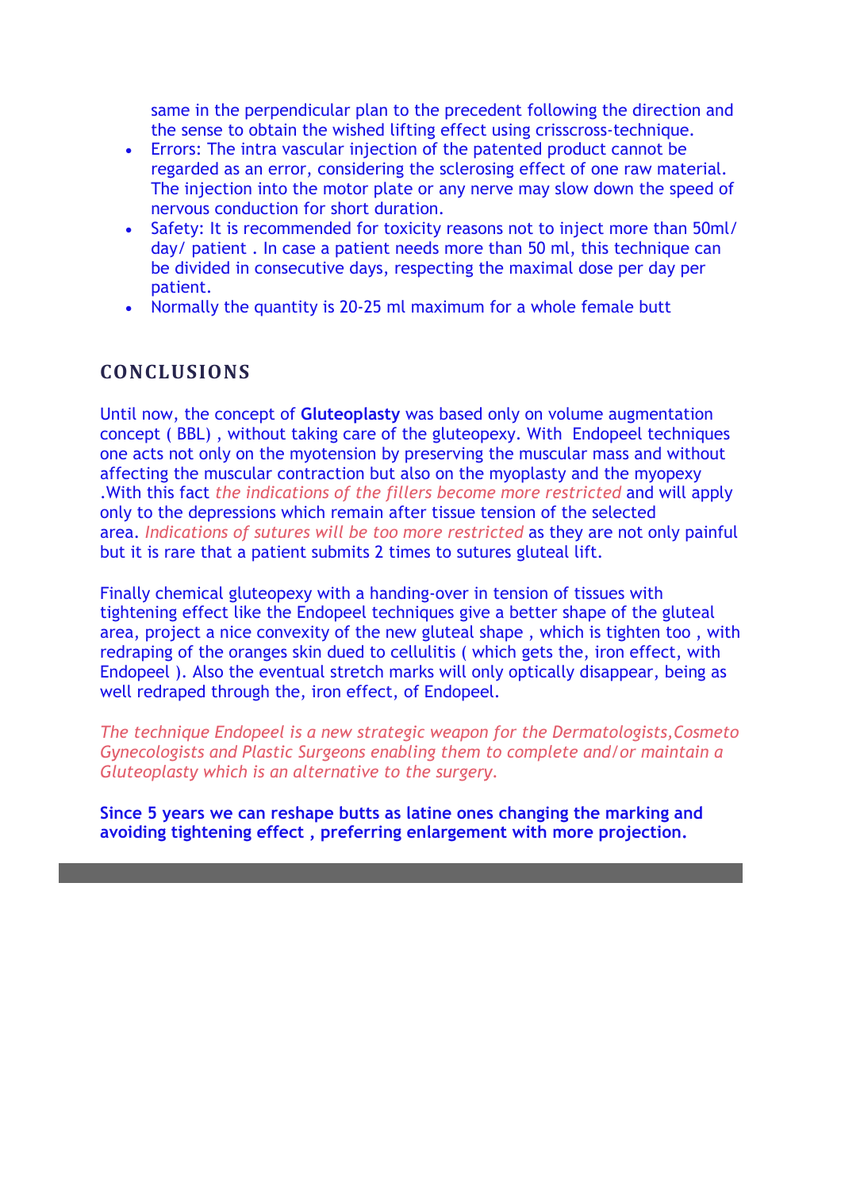same in the perpendicular plan to the precedent following the direction and the sense to obtain the wished lifting effect using crisscross-technique.

- Errors: The intra vascular injection of the patented product cannot be regarded as an error, considering the sclerosing effect of one raw material. The injection into the motor plate or any nerve may slow down the speed of nervous conduction for short duration.
- Safety: It is recommended for toxicity reasons not to inject more than 50ml/ day/ patient . In case a patient needs more than 50 ml, this technique can be divided in consecutive days, respecting the maximal dose per day per patient.
- Normally the quantity is 20-25 ml maximum for a whole female butt

## CONCLUSIONS

Until now, the concept of **Gluteoplasty** was based only on volume augmentation concept ( BBL) , without taking care of the gluteopexy. With Endopeel techniques one acts not only on the myotension by preserving the muscular mass and without affecting the muscular contraction but also on the myoplasty and the myopexy .With this fact *the indications of the fillers become more restricted* and will apply only to the depressions which remain after tissue tension of the selected area. *Indications of sutures will be too more restricted* as they are not only painful but it is rare that a patient submits 2 times to sutures gluteal lift.

Finally chemical gluteopexy with a handing-over in tension of tissues with tightening effect like the Endopeel techniques give a better shape of the gluteal area, project a nice convexity of the new gluteal shape , which is tighten too , with redraping of the oranges skin dued to cellulitis ( which gets the, iron effect, with Endopeel ). Also the eventual stretch marks will only optically disappear, being as well redraped through the, iron effect, of Endopeel.

*The technique Endopeel is a new strategic weapon for the Dermatologists,Cosmeto Gynecologists and Plastic Surgeons enabling them to complete and/or maintain a Gluteoplasty which is an alternative to the surgery.*

**Since 5 years we can reshape butts as latine ones changing the marking and avoiding tightening effect , preferring enlargement with more projection.**